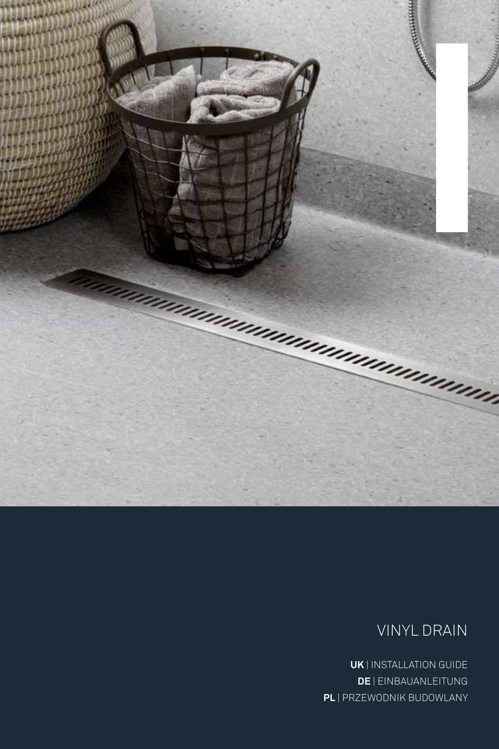# VINYL DRAIN

**UK** | INSTALLATION GUIDE
**DE** | EINBAUANLEITUNG
**PL** | PRZEWODNIK BUDOWLANY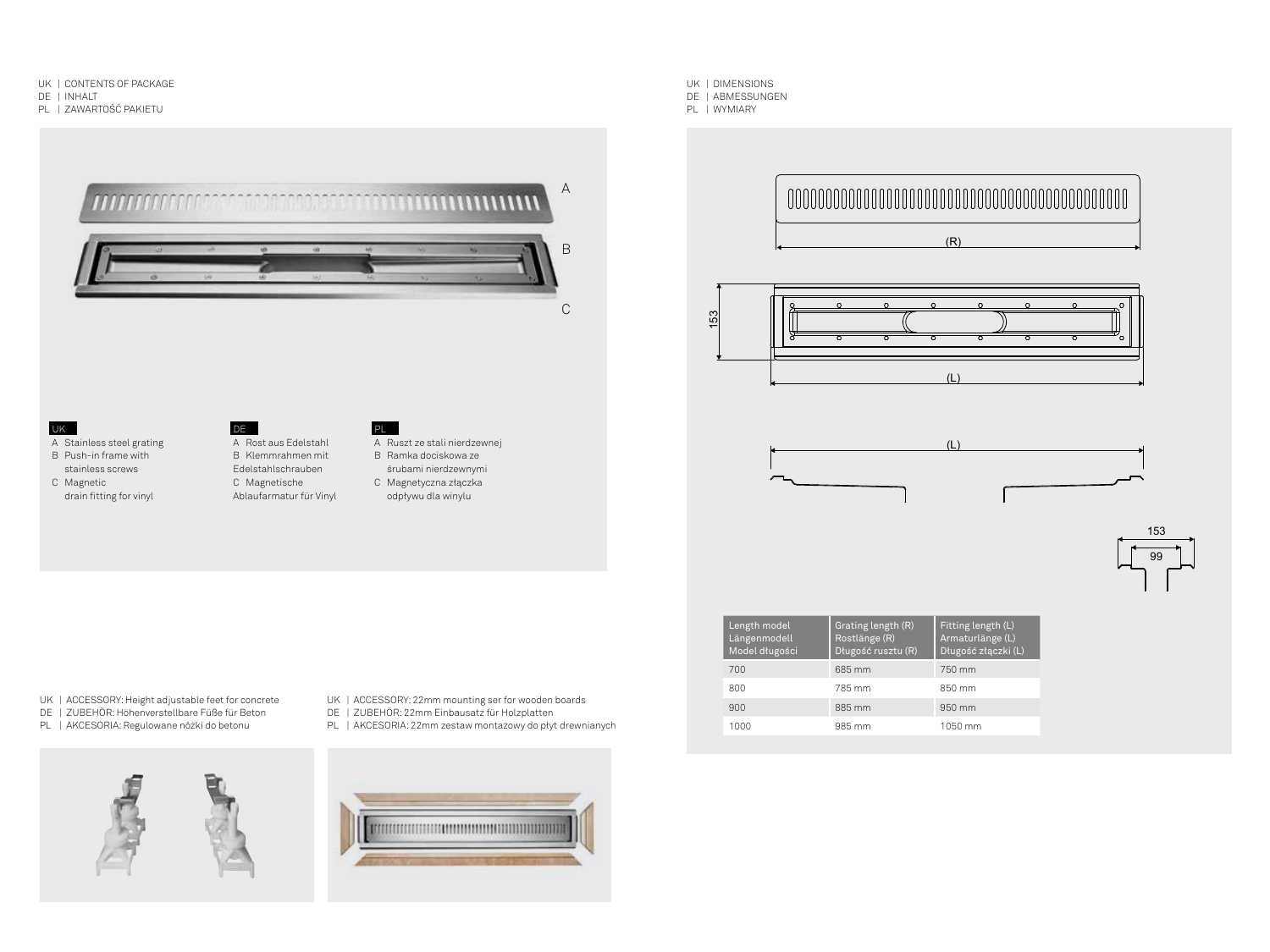UK | CONTENTS OF PACKAGE
DE | INHALT
PL | ZAWARTOŚĆ PAKIETU

A

B

C

**UK**

A Stainless steel grating
B Push-in frame with stainless screws
C Magnetic drain fitting for vinyl

**DE**

A Rost aus Edelstahl
B Klemmrahmen mit Edelstahlschrauben
C Magnetische Ablaufarmatur für Vinyl

**PL**

A Ruszt ze stali nierdzewnej
B Ramka dociskowa ze śrubami nierdzewnymi
C Magnetyczna złączka odpływu dla winylu

UK | ACCESSORY: Height adjustable feet for concrete
DE | ZUBEHÖR: Höhenverstellbare Füße für Beton
PL | AKCESORIA: Regulowane nóżki do betonu

UK | ACCESSORY: 22mm mounting ser for wooden boards
DE | ZUBEHÖR: 22mm Einbausatz für Holzplatten
PL | AKCESORIA: 22mm zestaw montażowy do płyt drewnianych

UK | DIMENSIONS
DE | ABMESSUNGEN
PL | WYMIARY

(R)

153

(L)

(L)

153

99

| Length model<br>Längenmodell<br>Model długości | Grating length (R)<br>Rostlänge (R)<br>Długość rusztu (R) | Fitting length (L)<br>Armaturlänge (L)<br>Długość złączki (L) |
|---|---|---|
| 700 | 685 mm | 750 mm |
| 800 | 785 mm | 850 mm |
| 900 | 885 mm | 950 mm |
| 1000 | 985 mm | 1050 mm |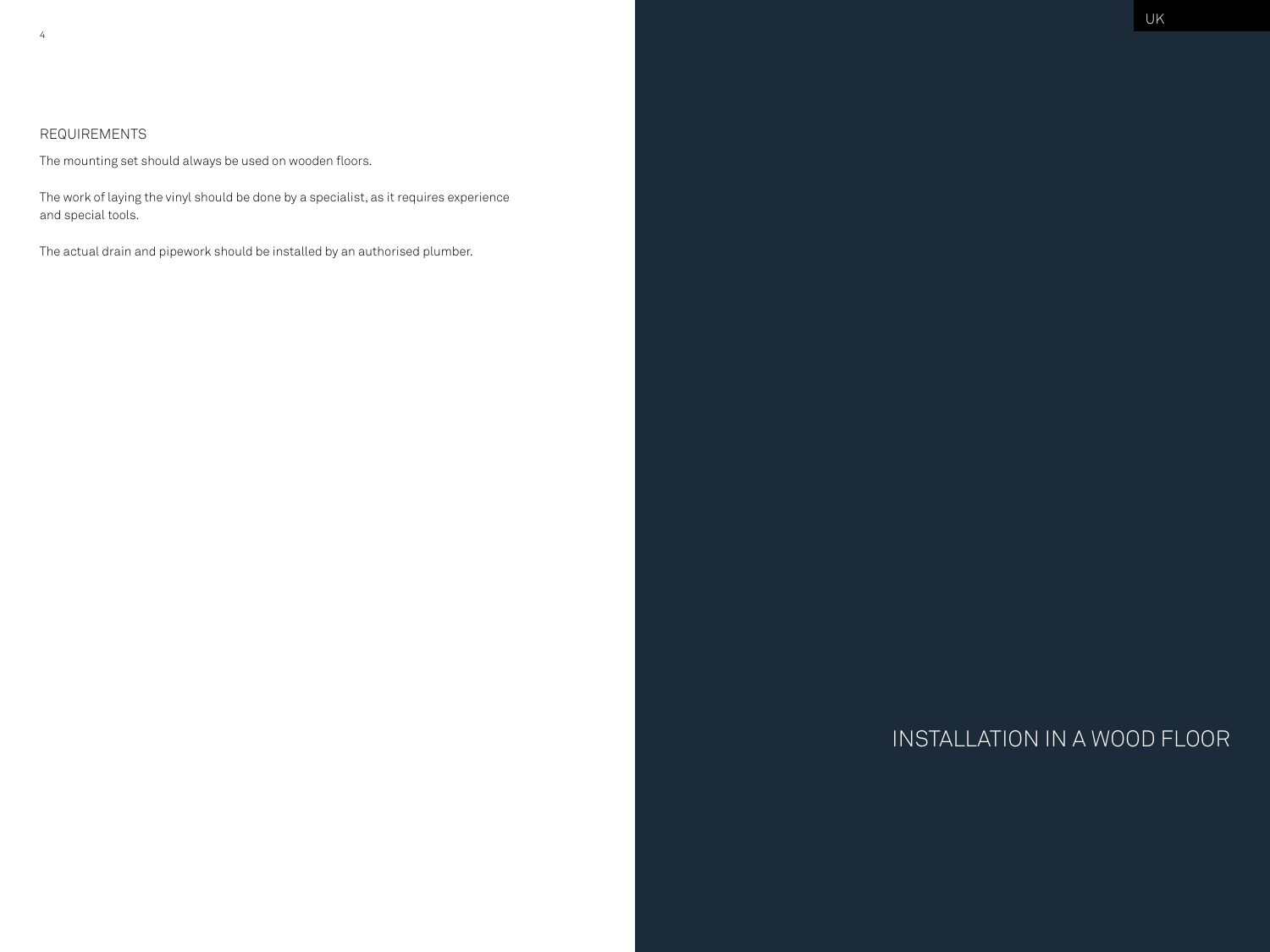## REQUIREMENTS

The mounting set should always be used on wooden floors.

The work of laying the vinyl should be done by a specialist, as it requires experience and special tools.

The actual drain and pipework should be installed by an authorised plumber.

# INSTALLATION IN A WOOD FLOOR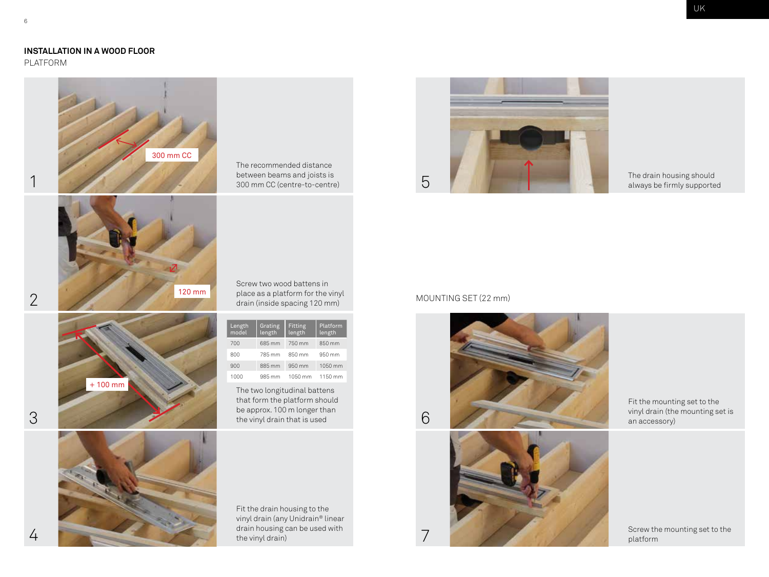## INSTALLATION IN A WOOD FLOOR

PLATFORM

1

300 mm CC

The recommended distance between beams and joists is 300 mm CC (centre-to-centre)

2

120 mm

Screw two wood battens in place as a platform for the vinyl drain (inside spacing 120 mm)

3

+ 100 mm

| Length model | Grating length | Fitting length | Platform length |
|---|---|---|---|
| 700 | 685 mm | 750 mm | 850 mm |
| 800 | 785 mm | 850 mm | 950 mm |
| 900 | 885 mm | 950 mm | 1050 mm |
| 1000 | 985 mm | 1050 mm | 1150 mm |

The two longitudinal battens that form the platform should be approx. 100 m longer than the vinyl drain that is used

4

Fit the drain housing to the vinyl drain (any Unidrain® linear drain housing can be used with the vinyl drain)

5

The drain housing should always be firmly supported

MOUNTING SET (22 mm)

6

Fit the mounting set to the vinyl drain (the mounting set is an accessory)

7

Screw the mounting set to the platform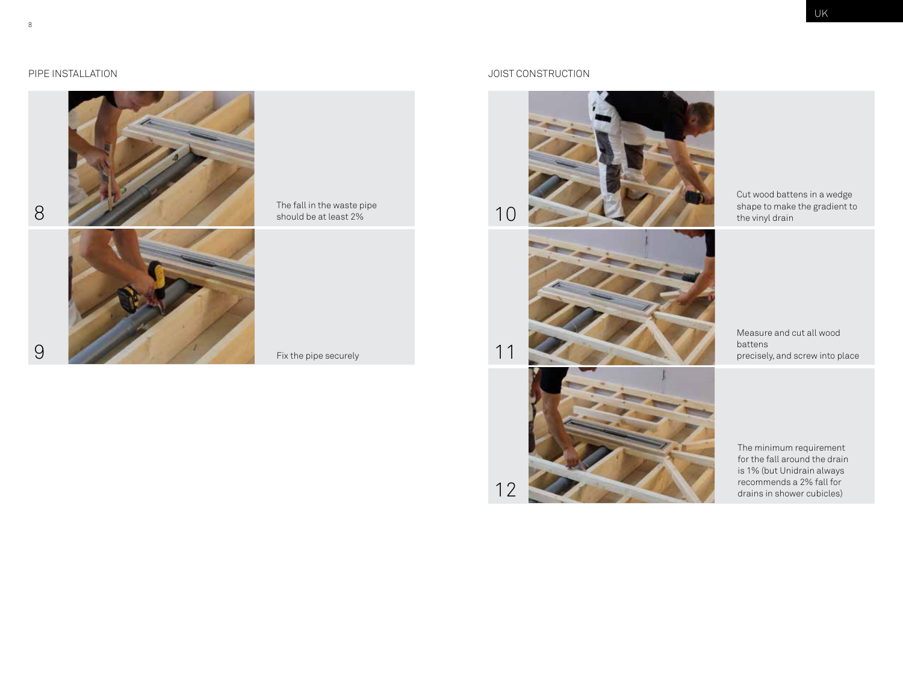## PIPE INSTALLATION

8

The fall in the waste pipe should be at least 2%

9

Fix the pipe securely

## JOIST CONSTRUCTION

10

Cut wood battens in a wedge shape to make the gradient to the vinyl drain

11

Measure and cut all wood battens
precisely, and screw into place

12

The minimum requirement for the fall around the drain is 1% (but Unidrain always recommends a 2% fall for drains in shower cubicles)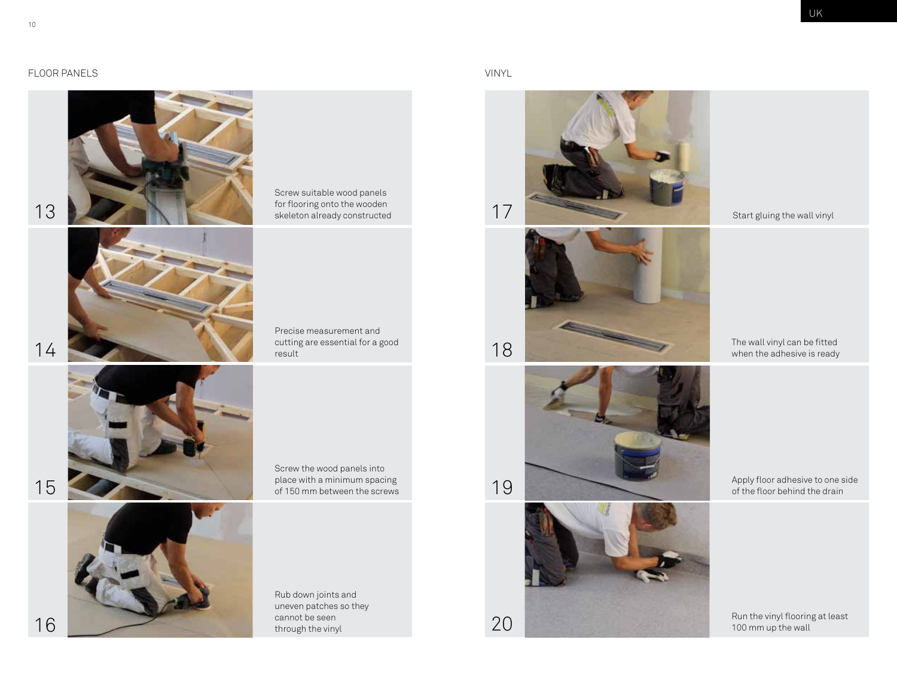## FLOOR PANELS

13 Screw suitable wood panels for flooring onto the wooden skeleton already constructed

14 Precise measurement and cutting are essential for a good result

15 Screw the wood panels into place with a minimum spacing of 150 mm between the screws

16 Rub down joints and uneven patches so they cannot be seen through the vinyl

## VINYL

17 Start gluing the wall vinyl

18 The wall vinyl can be fitted when the adhesive is ready

19 Apply floor adhesive to one side of the floor behind the drain

20 Run the vinyl flooring at least 100 mm up the wall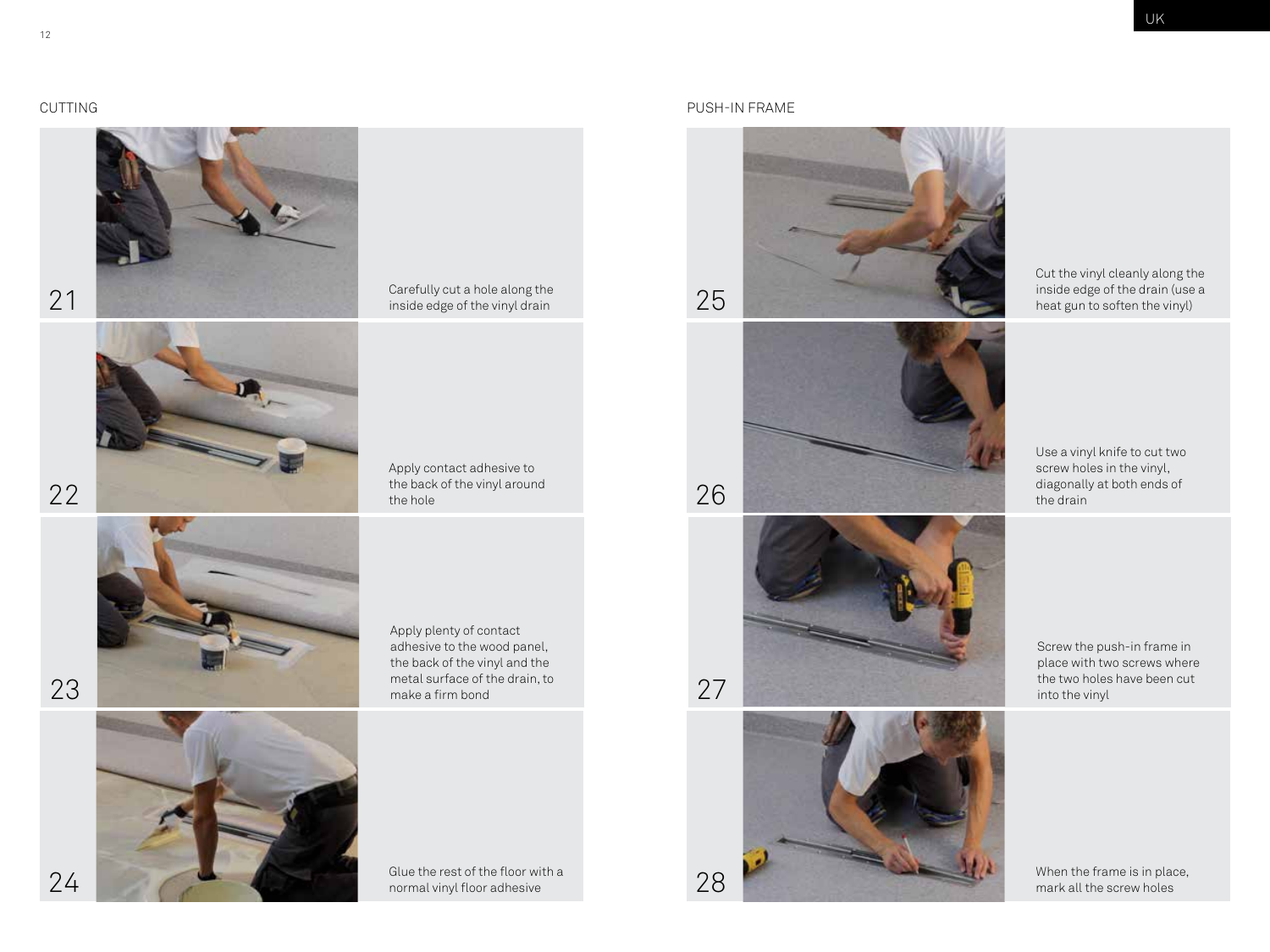## CUTTING

**21** Carefully cut a hole along the inside edge of the vinyl drain

**22** Apply contact adhesive to the back of the vinyl around the hole

**23** Apply plenty of contact adhesive to the wood panel, the back of the vinyl and the metal surface of the drain, to make a firm bond

**24** Glue the rest of the floor with a normal vinyl floor adhesive

## PUSH-IN FRAME

**25** Cut the vinyl cleanly along the inside edge of the drain (use a heat gun to soften the vinyl)

**26** Use a vinyl knife to cut two screw holes in the vinyl, diagonally at both ends of the drain

**27** Screw the push-in frame in place with two screws where the two holes have been cut into the vinyl

**28** When the frame is in place, mark all the screw holes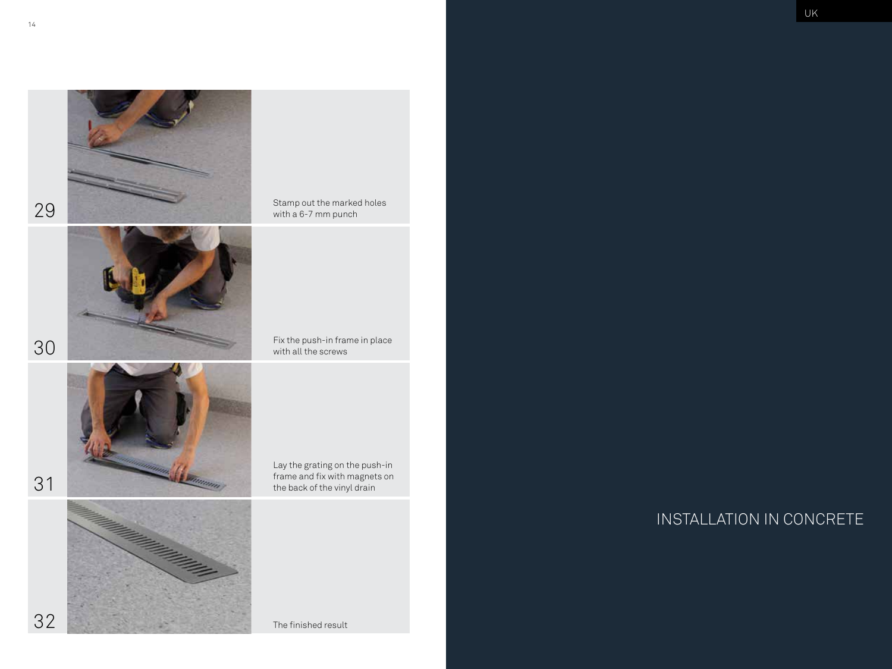29

Stamp out the marked holes with a 6-7 mm punch

30

Fix the push-in frame in place with all the screws

31

Lay the grating on the push-in frame and fix with magnets on the back of the vinyl drain

32

The finished result

UK

## INSTALLATION IN CONCRETE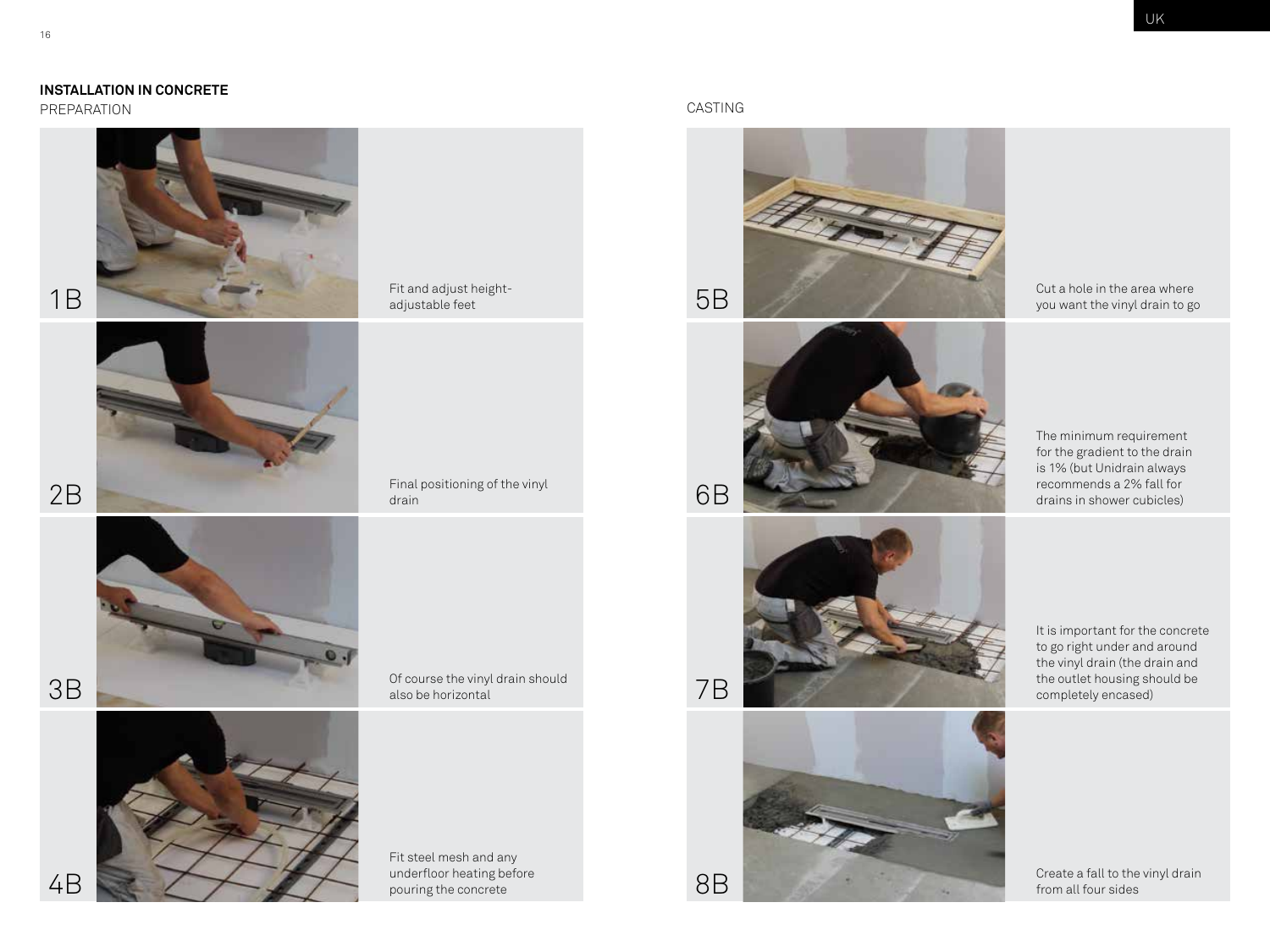## INSTALLATION IN CONCRETE

### PREPARATION

**1B** Fit and adjust height-adjustable feet

**2B** Final positioning of the vinyl drain

**3B** Of course the vinyl drain should also be horizontal

**4B** Fit steel mesh and any underfloor heating before pouring the concrete

### CASTING

**5B** Cut a hole in the area where you want the vinyl drain to go

**6B** The minimum requirement for the gradient to the drain is 1% (but Unidrain always recommends a 2% fall for drains in shower cubicles)

**7B** It is important for the concrete to go right under and around the vinyl drain (the drain and the outlet housing should be completely encased)

**8B** Create a fall to the vinyl drain from all four sides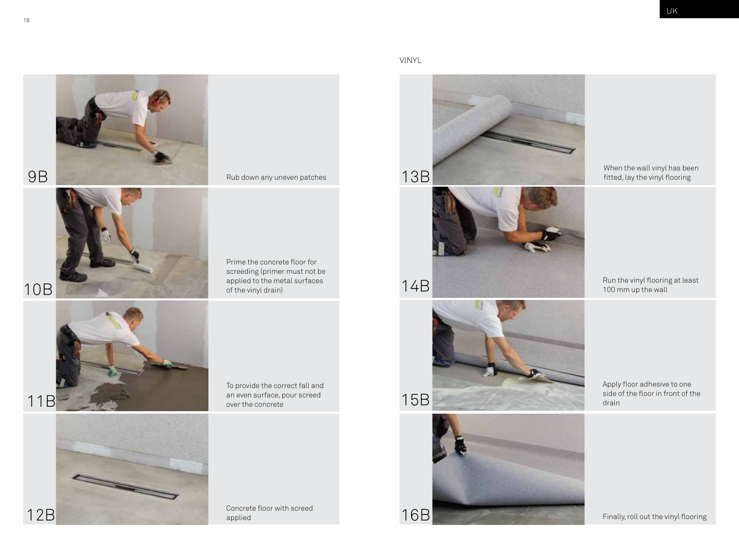9B Rub down any uneven patches

10B Prime the concrete floor for screeding (primer must not be applied to the metal surfaces of the vinyl drain)

11B To provide the correct fall and an even surface, pour screed over the concrete

12B Concrete floor with screed applied

## VINYL

13B When the wall vinyl has been fitted, lay the vinyl flooring

14B Run the vinyl flooring at least 100 mm up the wall

15B Apply floor adhesive to one side of the floor in front of the drain

16B Finally, roll out the vinyl flooring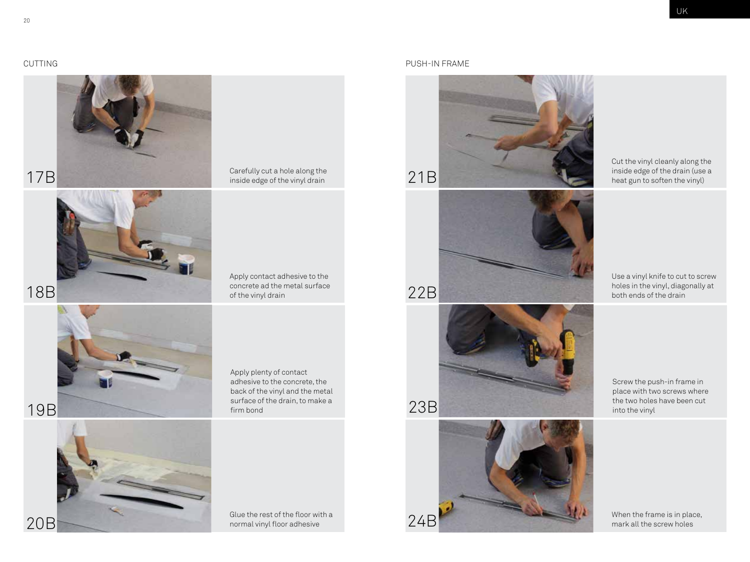## CUTTING

**17B** Carefully cut a hole along the inside edge of the vinyl drain

**18B** Apply contact adhesive to the concrete ad the metal surface of the vinyl drain

**19B** Apply plenty of contact adhesive to the concrete, the back of the vinyl and the metal surface of the drain, to make a firm bond

**20B** Glue the rest of the floor with a normal vinyl floor adhesive

## PUSH-IN FRAME

**21B** Cut the vinyl cleanly along the inside edge of the drain (use a heat gun to soften the vinyl)

**22B** Use a vinyl knife to cut to screw holes in the vinyl, diagonally at both ends of the drain

**23B** Screw the push-in frame in place with two screws where the two holes have been cut into the vinyl

**24B** When the frame is in place, mark all the screw holes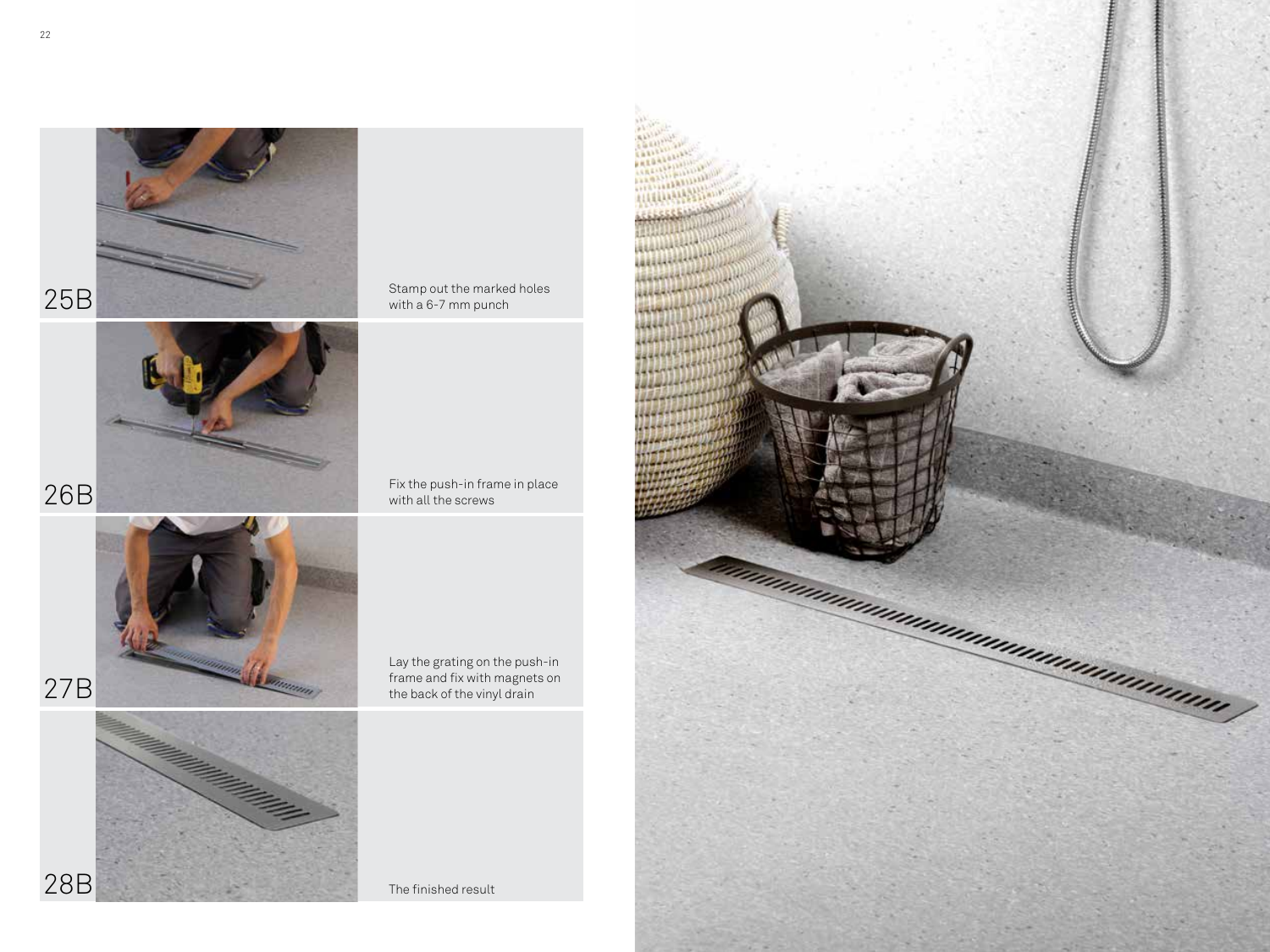25B

Stamp out the marked holes with a 6-7 mm punch

26B

Fix the push-in frame in place with all the screws

27B

Lay the grating on the push-in frame and fix with magnets on the back of the vinyl drain

28B

The finished result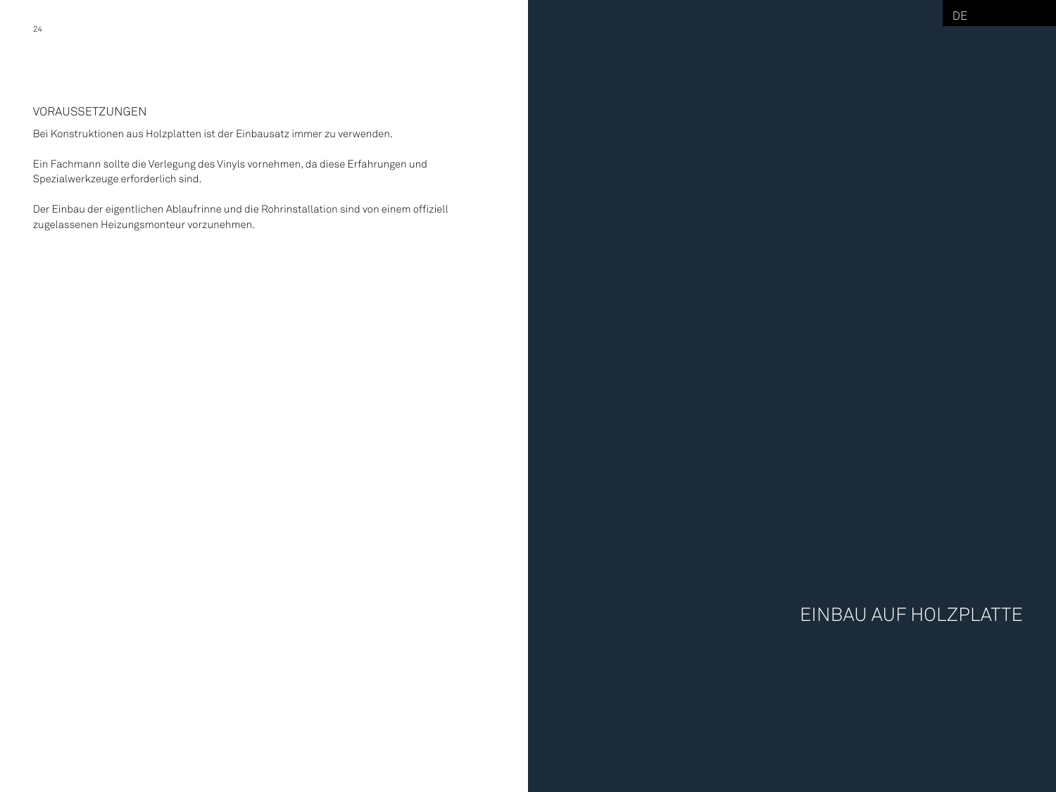## VORAUSSETZUNGEN

Bei Konstruktionen aus Holzplatten ist der Einbausatz immer zu verwenden.

Ein Fachmann sollte die Verlegung des Vinyls vornehmen, da diese Erfahrungen und Spezialwerkzeuge erforderlich sind.

Der Einbau der eigentlichen Ablaufrinne und die Rohrinstallation sind von einem offiziell zugelassenen Heizungsmonteur vorzunehmen.

# EINBAU AUF HOLZPLATTE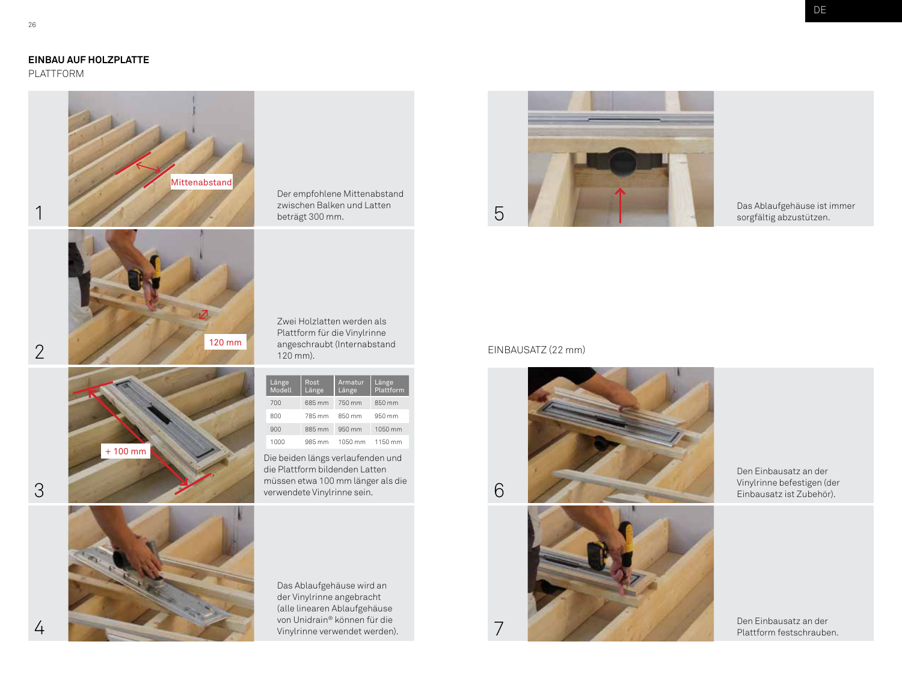## EINBAU AUF HOLZPLATTE

PLATTFORM

1

Mittenabstand

Der empfohlene Mittenabstand zwischen Balken und Latten beträgt 300 mm.

2

120 mm

Zwei Holzlatten werden als Plattform für die Vinylrinne angeschraubt (Internabstand 120 mm).

3

+ 100 mm

| Länge Modell | Rost Länge | Armatur Länge | Länge Plattform |
|---|---|---|---|
| 700 | 685 mm | 750 mm | 850 mm |
| 800 | 785 mm | 850 mm | 950 mm |
| 900 | 885 mm | 950 mm | 1050 mm |
| 1000 | 985 mm | 1050 mm | 1150 mm |

Die beiden längs verlaufenden und die Plattform bildenden Latten müssen etwa 100 mm länger als die verwendete Vinylrinne sein.

4

Das Ablaufgehäuse wird an der Vinylrinne angebracht (alle linearen Ablaufgehäuse von Unidrain® können für die Vinylrinne verwendet werden).

5

Das Ablaufgehäuse ist immer sorgfältig abzustützen.

EINBAUSATZ (22 mm)

6

Den Einbausatz an der Vinylrinne befestigen (der Einbausatz ist Zubehör).

7

Den Einbausatz an der Plattform festschrauben.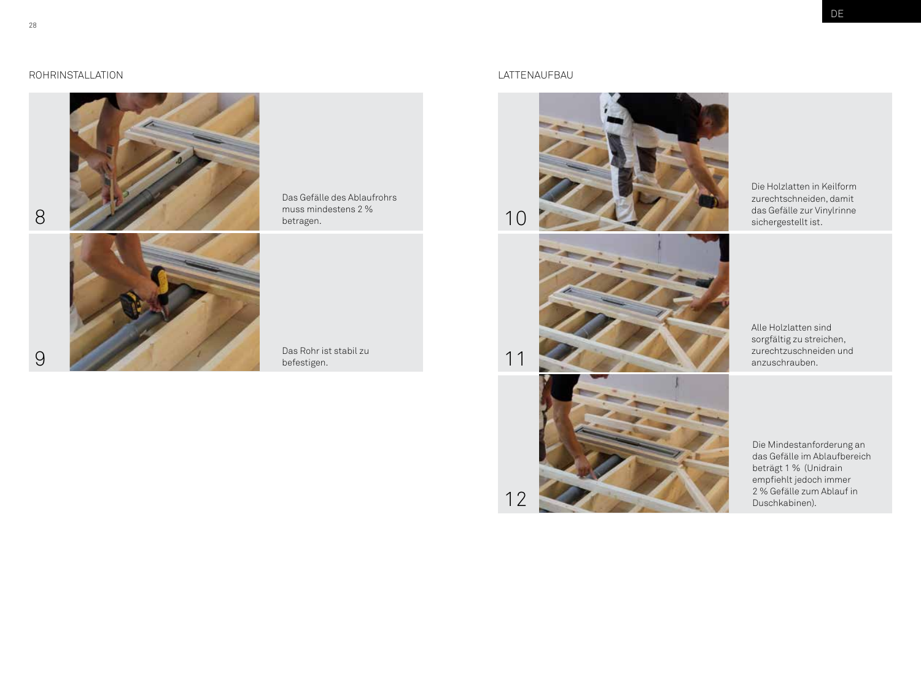## ROHRINSTALLATION

8

Das Gefälle des Ablaufrohrs muss mindestens 2 % betragen.

9

Das Rohr ist stabil zu befestigen.

## LATTENAUFBAU

10

Die Holzlatten in Keilform zurechtschneiden, damit das Gefälle zur Vinylrinne sichergestellt ist.

11

Alle Holzlatten sind sorgfältig zu streichen, zurechtzuschneiden und anzuschrauben.

12

Die Mindestanforderung an das Gefälle im Ablaufbereich beträgt 1 % (Unidrain empfiehlt jedoch immer 2 % Gefälle zum Ablauf in Duschkabinen).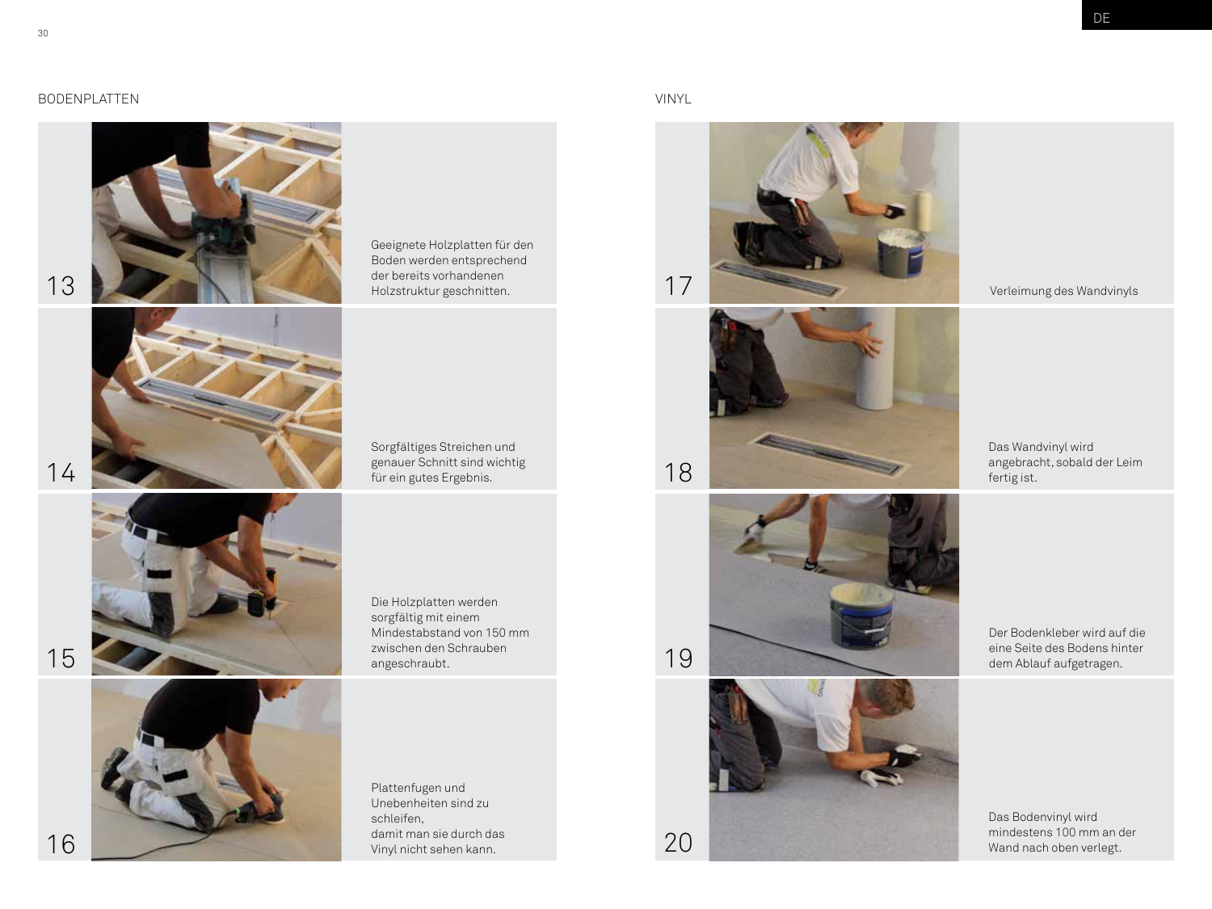## BODENPLATTEN

13

Geeignete Holzplatten für den Boden werden entsprechend der bereits vorhandenen Holzstruktur geschnitten.

14

Sorgfältiges Streichen und genauer Schnitt sind wichtig für ein gutes Ergebnis.

15

Die Holzplatten werden sorgfältig mit einem Mindestabstand von 150 mm zwischen den Schrauben angeschraubt.

16

Plattenfugen und Unebenheiten sind zu schleifen, damit man sie durch das Vinyl nicht sehen kann.

## VINYL

17

Verleimung des Wandvinyls

18

Das Wandvinyl wird angebracht, sobald der Leim fertig ist.

19

Der Bodenkleber wird auf die eine Seite des Bodens hinter dem Ablauf aufgetragen.

20

Das Bodenvinyl wird mindestens 100 mm an der Wand nach oben verlegt.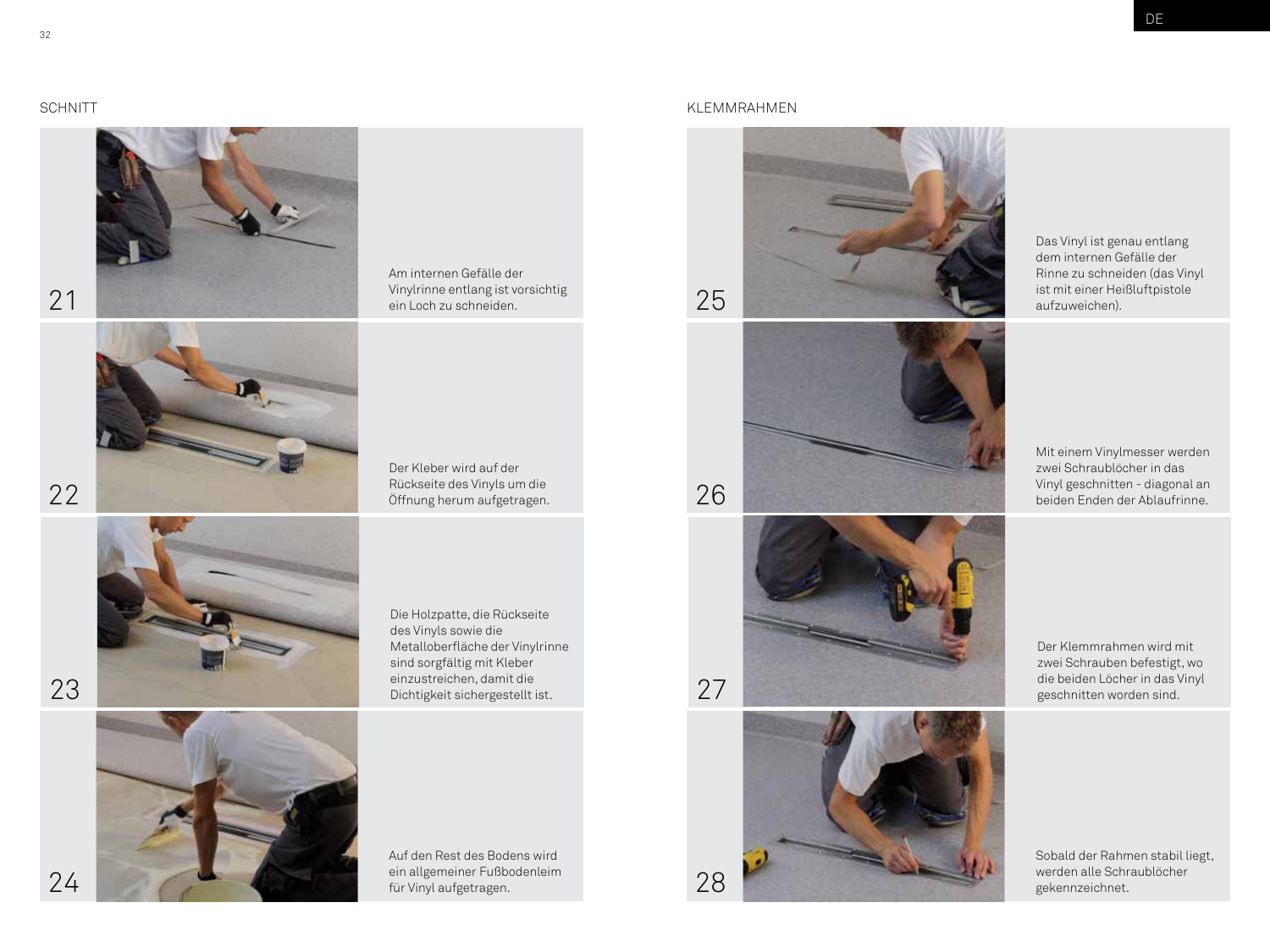## SCHNITT

21

Am internen Gefälle der Vinylrinne entlang ist vorsichtig ein Loch zu schneiden.

22

Der Kleber wird auf der Rückseite des Vinyls um die Öffnung herum aufgetragen.

23

Die Holzpatte, die Rückseite des Vinyls sowie die Metalloberfläche der Vinylrinne sind sorgfältig mit Kleber einzustreichen, damit die Dichtigkeit sichergestellt ist.

24

Auf den Rest des Bodens wird ein allgemeiner Fußbodenleim für Vinyl aufgetragen.

## KLEMMRAHMEN

25

Das Vinyl ist genau entlang dem internen Gefälle der Rinne zu schneiden (das Vinyl ist mit einer Heißluftpistole aufzuweichen).

26

Mit einem Vinylmesser werden zwei Schraublöcher in das Vinyl geschnitten - diagonal an beiden Enden der Ablaufrinne.

27

Der Klemmrahmen wird mit zwei Schrauben befestigt, wo die beiden Löcher in das Vinyl geschnitten worden sind.

28

Sobald der Rahmen stabil liegt, werden alle Schraublöcher gekennzeichnet.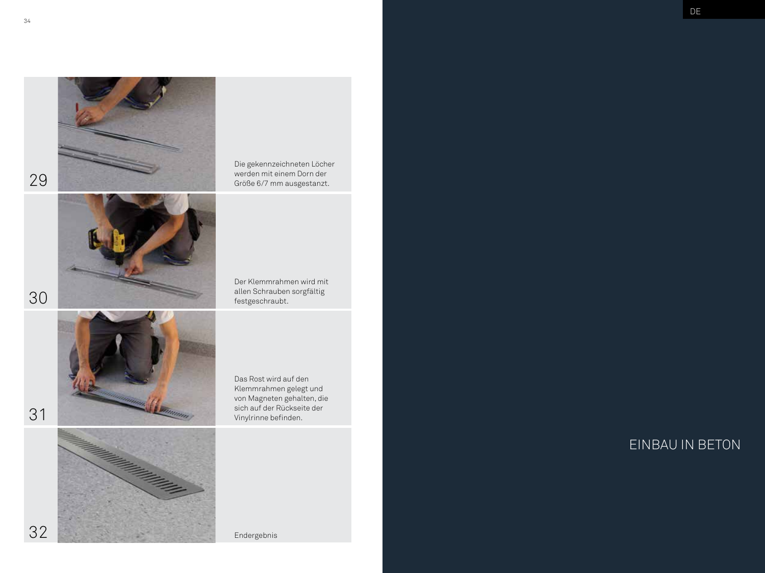29

Die gekennzeichneten Löcher werden mit einem Dorn der Größe 6/7 mm ausgestanzt.

30

Der Klemmrahmen wird mit allen Schrauben sorgfältig festgeschraubt.

31

Das Rost wird auf den Klemmrahmen gelegt und von Magneten gehalten, die sich auf der Rückseite der Vinylrinne befinden.

32

Endergebnis

DE

## EINBAU IN BETON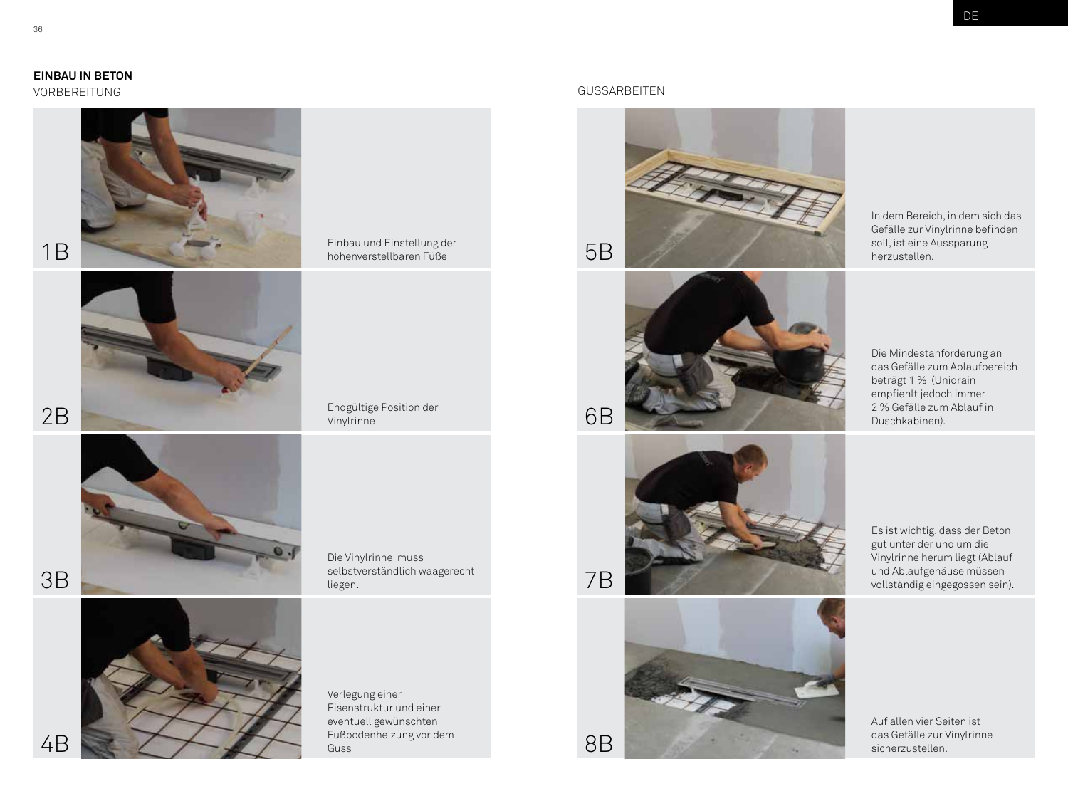## EINBAU IN BETON

### VORBEREITUNG

**1B** Einbau und Einstellung der höhenverstellbaren Füße

**2B** Endgültige Position der Vinylrinne

**3B** Die Vinylrinne muss selbstverständlich waagerecht liegen.

**4B** Verlegung einer Eisenstruktur und einer eventuell gewünschten Fußbodenheizung vor dem Guss

### GUSSARBEITEN

**5B** In dem Bereich, in dem sich das Gefälle zur Vinylrinne befinden soll, ist eine Aussparung herzustellen.

**6B** Die Mindestanforderung an das Gefälle zum Ablaufbereich beträgt 1 % (Unidrain empfiehlt jedoch immer 2 % Gefälle zum Ablauf in Duschkabinen).

**7B** Es ist wichtig, dass der Beton gut unter der und um die Vinylrinne herum liegt (Ablauf und Ablaufgehäuse müssen vollständig eingegossen sein).

**8B** Auf allen vier Seiten ist das Gefälle zur Vinylrinne sicherzustellen.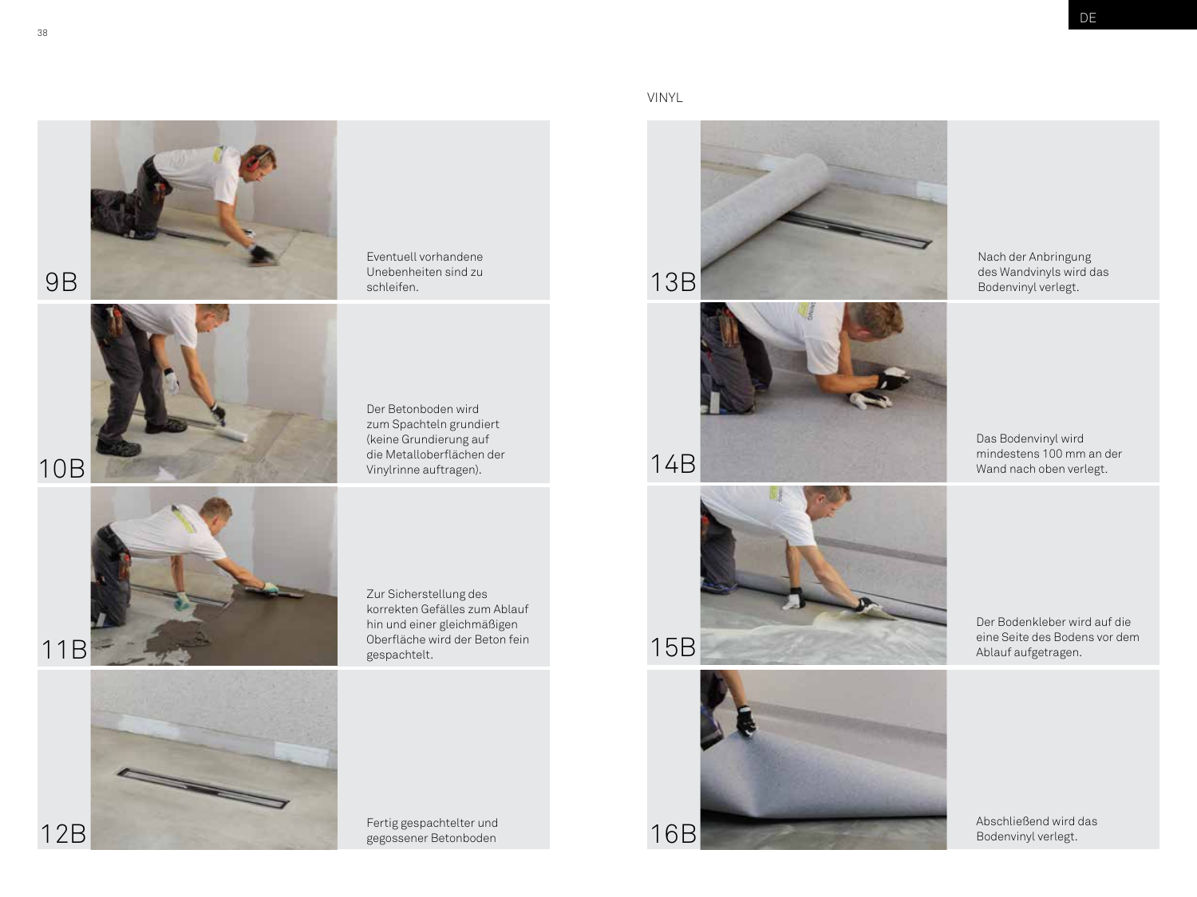9B

Eventuell vorhandene Unebenheiten sind zu schleifen.

10B

Der Betonboden wird zum Spachteln grundiert (keine Grundierung auf die Metalloberflächen der Vinylrinne auftragen).

11B

Zur Sicherstellung des korrekten Gefälles zum Ablauf hin und einer gleichmäßigen Oberfläche wird der Beton fein gespachtelt.

12B

Fertig gespachtelter und gegossener Betonboden

## VINYL

13B

Nach der Anbringung des Wandvinyls wird das Bodenvinyl verlegt.

14B

Das Bodenvinyl wird mindestens 100 mm an der Wand nach oben verlegt.

15B

Der Bodenkleber wird auf die eine Seite des Bodens vor dem Ablauf aufgetragen.

16B

Abschließend wird das Bodenvinyl verlegt.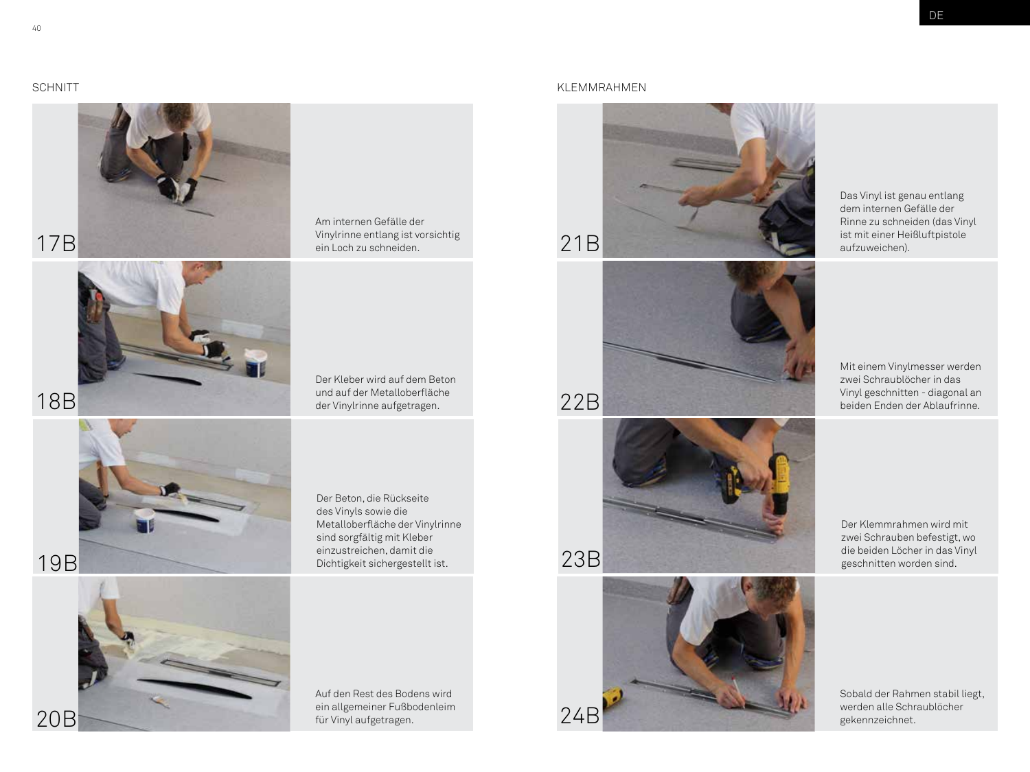## SCHNITT

**17B**

Am internen Gefälle der Vinylrinne entlang ist vorsichtig ein Loch zu schneiden.

**18B**

Der Kleber wird auf dem Beton und auf der Metalloberfläche der Vinylrinne aufgetragen.

**19B**

Der Beton, die Rückseite des Vinyls sowie die Metalloberfläche der Vinylrinne sind sorgfältig mit Kleber einzustreichen, damit die Dichtigkeit sichergestellt ist.

**20B**

Auf den Rest des Bodens wird ein allgemeiner Fußbodenleim für Vinyl aufgetragen.

## KLEMMRAHMEN

**21B**

Das Vinyl ist genau entlang dem internen Gefälle der Rinne zu schneiden (das Vinyl ist mit einer Heißluftpistole aufzuweichen).

**22B**

Mit einem Vinylmesser werden zwei Schraublöcher in das Vinyl geschnitten - diagonal an beiden Enden der Ablaufrinne.

**23B**

Der Klemmrahmen wird mit zwei Schrauben befestigt, wo die beiden Löcher in das Vinyl geschnitten worden sind.

**24B**

Sobald der Rahmen stabil liegt, werden alle Schraublöcher gekennzeichnet.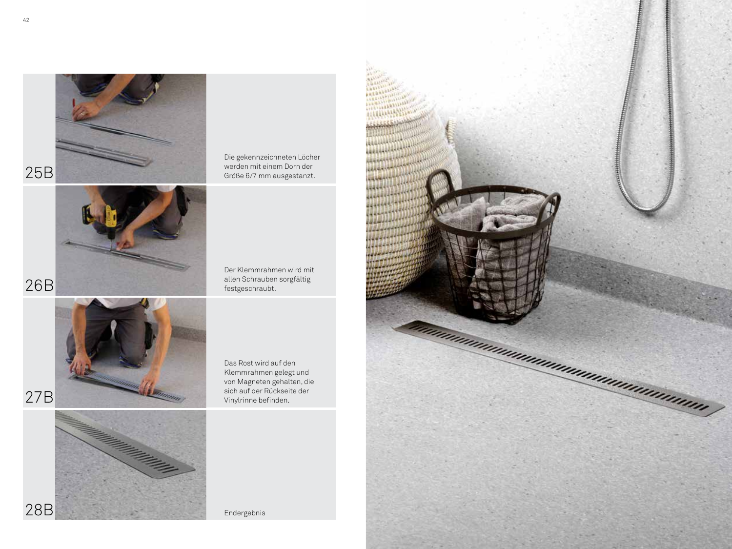25B

Die gekennzeichneten Löcher werden mit einem Dorn der Größe 6/7 mm ausgestanzt.

26B

Der Klemmrahmen wird mit allen Schrauben sorgfältig festgeschraubt.

27B

Das Rost wird auf den Klemmrahmen gelegt und von Magneten gehalten, die sich auf der Rückseite der Vinylrinne befinden.

28B

Endergebnis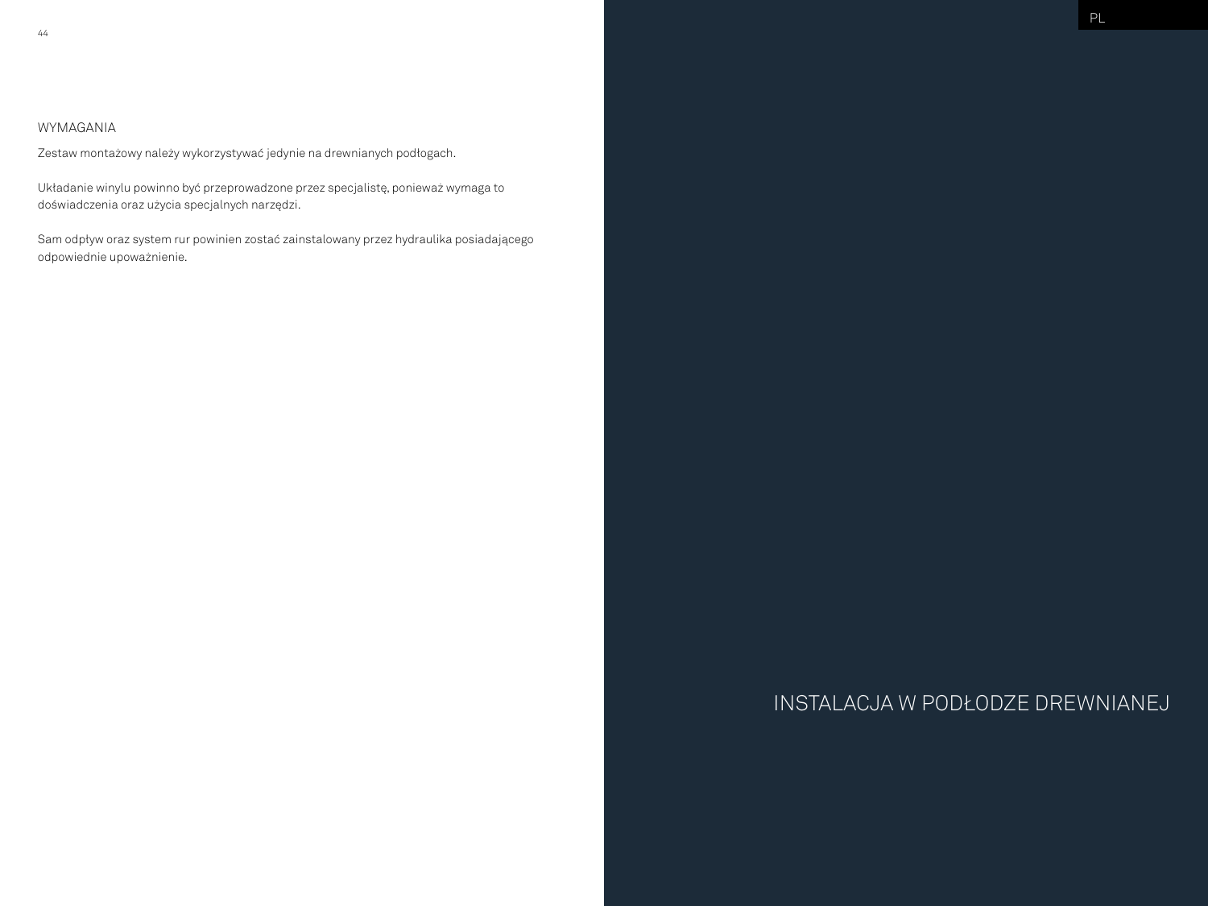## WYMAGANIA

Zestaw montażowy należy wykorzystywać jedynie na drewnianych podłogach.

Układanie winylu powinno być przeprowadzone przez specjalistę, ponieważ wymaga to doświadczenia oraz użycia specjalnych narzędzi.

Sam odpływ oraz system rur powinien zostać zainstalowany przez hydraulika posiadającego odpowiednie upoważnienie.

# INSTALACJA W PODŁODZE DREWNIANEJ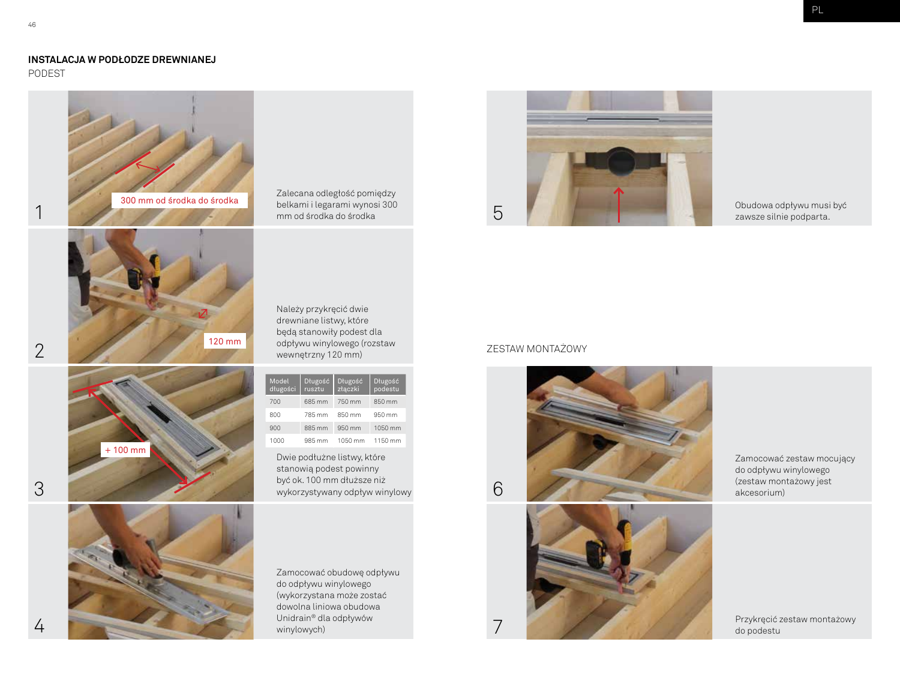## INSTALACJA W PODŁODZE DREWNIANEJ

PODEST

1

300 mm od środka do środka

Zalecana odległość pomiędzy belkami i legarami wynosi 300 mm od środka do środka

2

120 mm

Należy przykręcić dwie drewniane listwy, które będą stanowiły podest dla odpływu winylowego (rozstaw wewnętrzny 120 mm)

3

+ 100 mm

| Model długości | Długość rusztu | Długość złączki | Długość podestu |
|---|---|---|---|
| 700 | 685 mm | 750 mm | 850 mm |
| 800 | 785 mm | 850 mm | 950 mm |
| 900 | 885 mm | 950 mm | 1050 mm |
| 1000 | 985 mm | 1050 mm | 1150 mm |

Dwie podłużne listwy, które stanowią podest powinny być ok. 100 mm dłuższe niż wykorzystywany odpływ winylowy

4

Zamocować obudowę odpływu do odpływu winylowego (wykorzystana może zostać dowolna liniowa obudowa Unidrain® dla odpływów winylowych)

5

Obudowa odpływu musi być zawsze silnie podparta.

## ZESTAW MONTAŻOWY

6

Zamocować zestaw mocujący do odpływu winylowego (zestaw montażowy jest akcesorium)

7

Przykręcić zestaw montażowy do podestu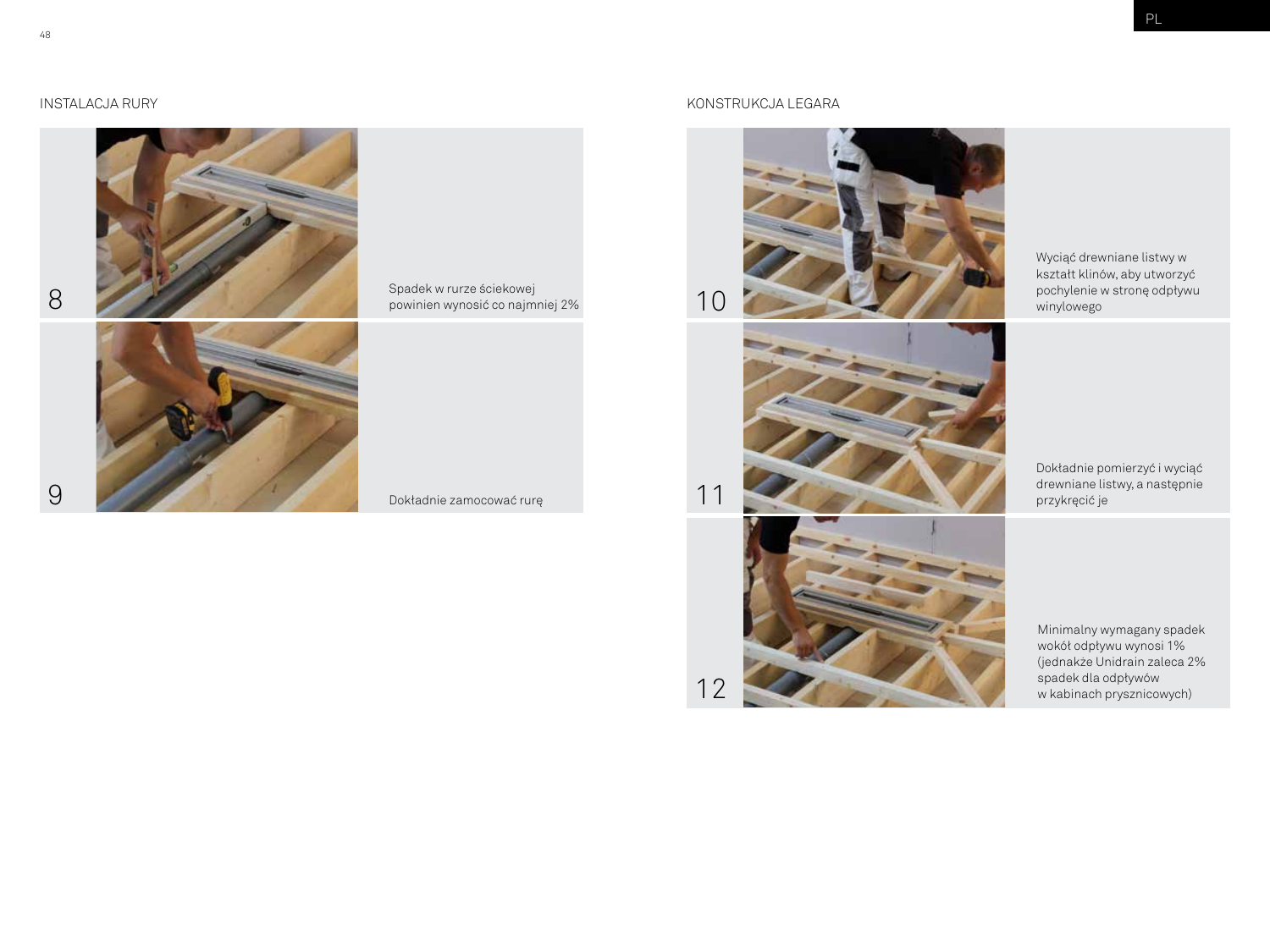## INSTALACJA RURY

8

Spadek w rurze ściekowej powinien wynosić co najmniej 2%

9

Dokładnie zamocować rurę

## KONSTRUKCJA LEGARA

10

Wyciąć drewniane listwy w kształt klinów, aby utworzyć pochylenie w stronę odpływu winylowego

11

Dokładnie pomierzyć i wyciąć drewniane listwy, a następnie przykręcić je

12

Minimalny wymagany spadek wokół odpływu wynosi 1% (jednakże Unidrain zaleca 2% spadek dla odpływów w kabinach prysznicowych)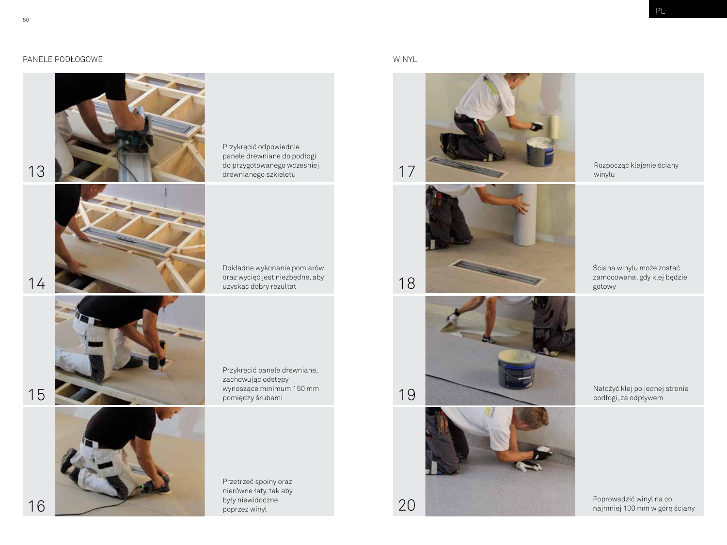## PANELE PODŁOGOWE

13 Przykręcić odpowiednie panele drewniane do podłogi do przygotowanego wcześniej drewnianego szkieletu

14 Dokładne wykonanie pomiarów oraz wycięć jest niezbędne, aby uzyskać dobry rezultat

15 Przykręcić panele drewniane, zachowując odstępy wynoszące minimum 150 mm pomiędzy śrubami

16 Przetrzeć spoiny oraz nierówne łaty, tak aby były niewidoczne poprzez winyl

## WINYL

17 Rozpocząć klejenie ściany winylu

18 Ściana winylu może zostać zamocowana, gdy klej będzie gotowy

19 Nałożyć klej po jednej stronie podłogi, za odpływem

20 Poprowadzić winyl na co najmniej 100 mm w górę ściany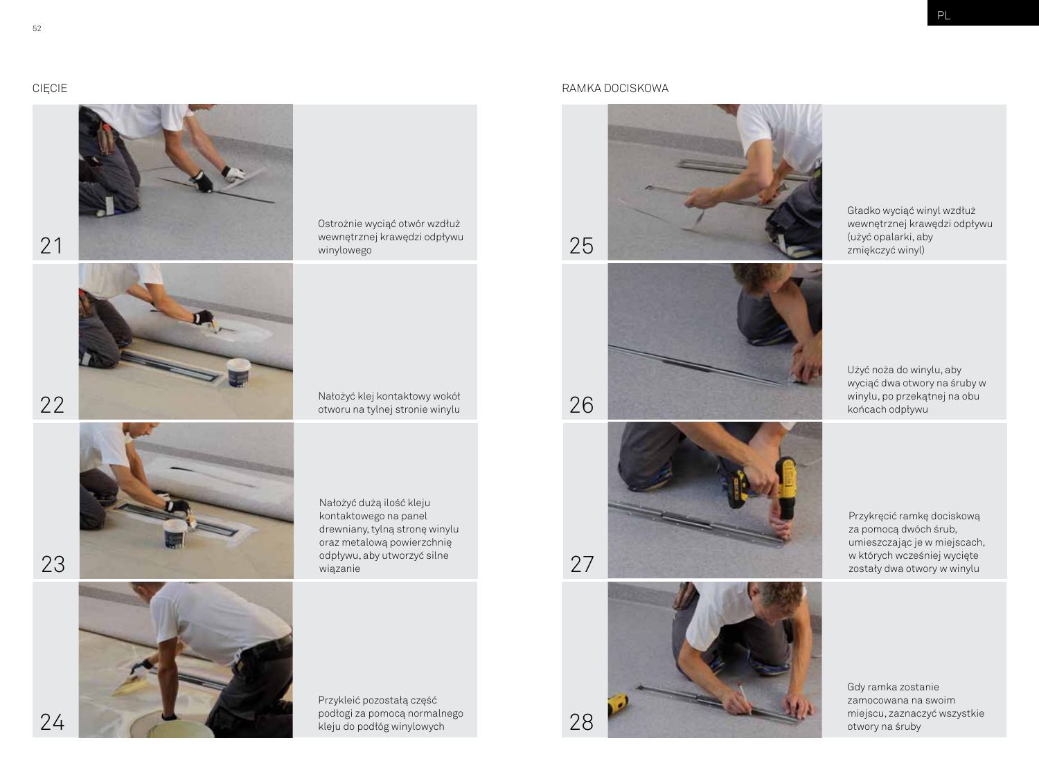## CIĘCIE

21

Ostrożnie wyciąć otwór wzdłuż wewnętrznej krawędzi odpływu winylowego

22

Nałożyć klej kontaktowy wokół otworu na tylnej stronie winylu

23

Nałożyć dużą ilość kleju kontaktowego na panel drewniany, tylną stronę winylu oraz metalową powierzchnię odpływu, aby utworzyć silne wiązanie

24

Przykleić pozostałą część podłogi za pomocą normalnego kleju do podłóg winylowych

## RAMKA DOCISKOWA

25

Gładko wyciąć winyl wzdłuż wewnętrznej krawędzi odpływu (użyć opalarki, aby zmiękczyć winyl)

26

Użyć noża do winylu, aby wyciąć dwa otwory na śruby w winylu, po przekątnej na obu końcach odpływu

27

Przykręcić ramkę dociskową za pomocą dwóch śrub, umieszczając je w miejscach, w których wcześniej wycięte zostały dwa otwory w winylu

28

Gdy ramka zostanie zamocowana na swoim miejscu, zaznaczyć wszystkie otwory na śruby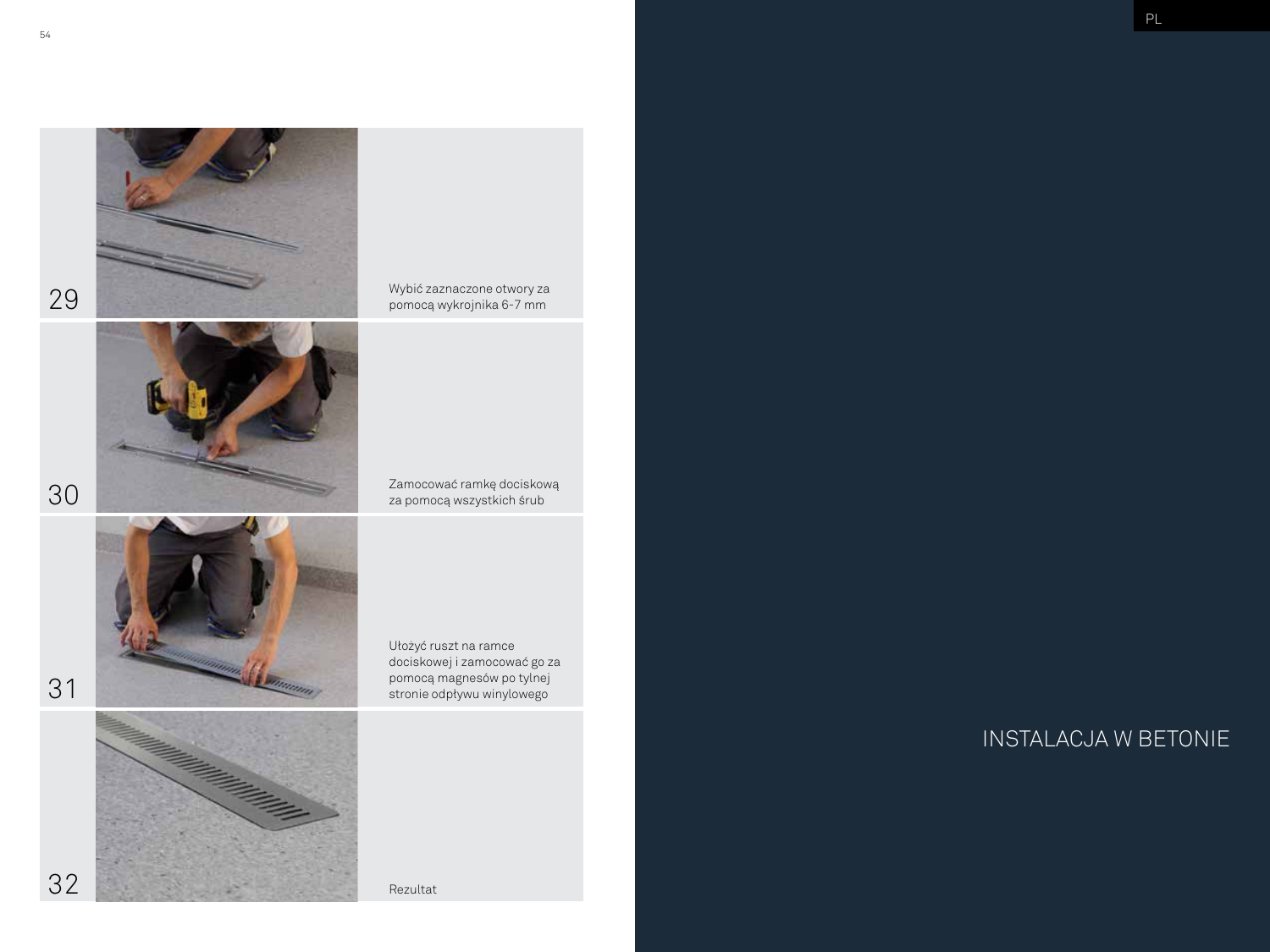29

Wybić zaznaczone otwory za pomocą wykrojnika 6-7 mm

30

Zamocować ramkę dociskową za pomocą wszystkich śrub

31

Ułożyć ruszt na ramce dociskowej i zamocować go za pomocą magnesów po tylnej stronie odpływu winylowego

32

Rezultat

## INSTALACJA W BETONIE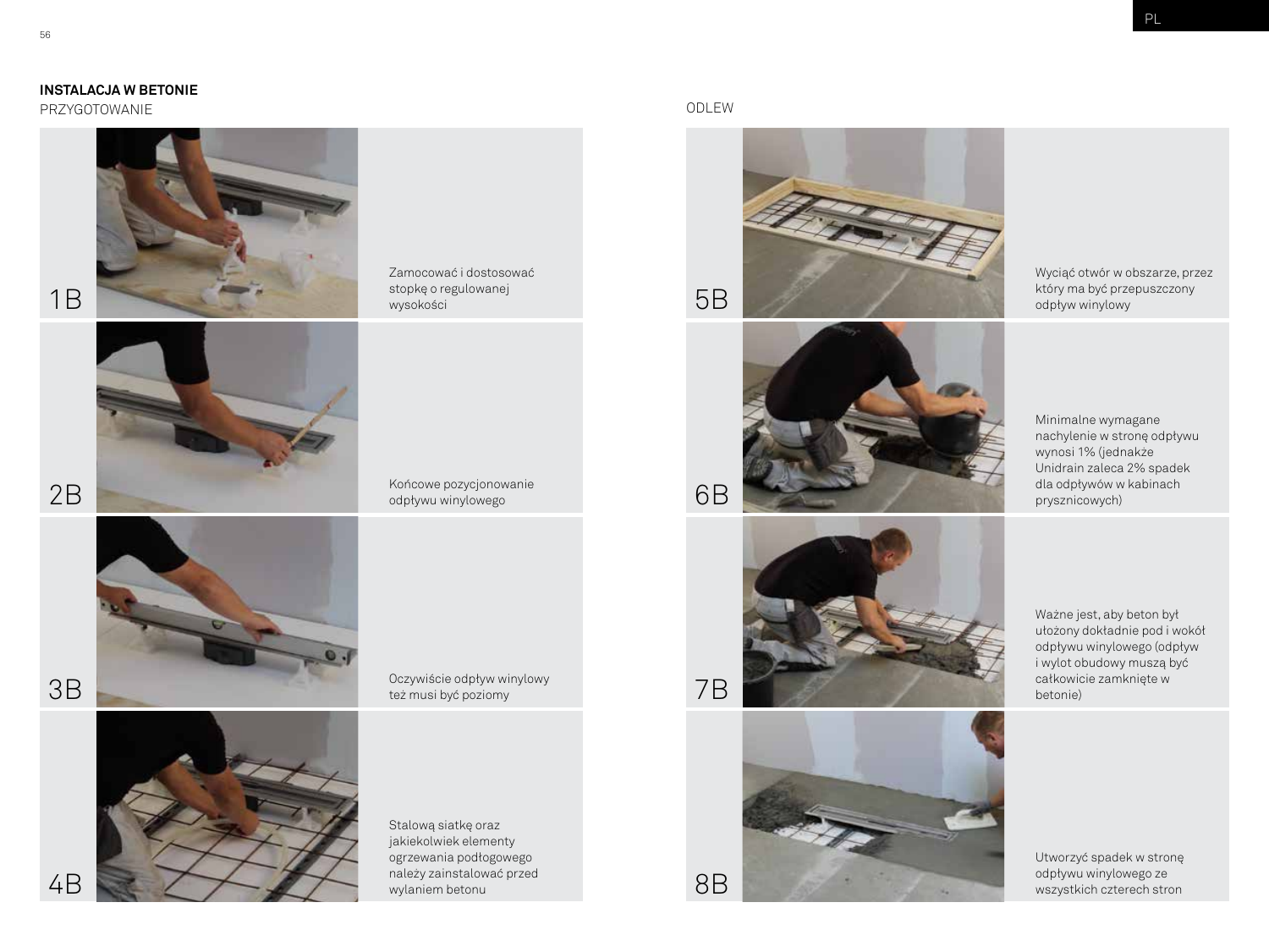## INSTALACJA W BETONIE

### PRZYGOTOWANIE

1B

Zamocować i dostosować stopkę o regulowanej wysokości

2B

Końcowe pozycjonowanie odpływu winylowego

3B

Oczywiście odpływ winylowy też musi być poziomy

4B

Stalową siatkę oraz jakiekolwiek elementy ogrzewania podłogowego należy zainstalować przed wylaniem betonu

### ODLEW

5B

Wyciąć otwór w obszarze, przez który ma być przepuszczony odpływ winylowy

6B

Minimalne wymagane nachylenie w stronę odpływu wynosi 1% (jednakże Unidrain zaleca 2% spadek dla odpływów w kabinach prysznicowych)

7B

Ważne jest, aby beton był ułożony dokładnie pod i wokół odpływu winylowego (odpływ i wylot obudowy muszą być całkowicie zamknięte w betonie)

8B

Utworzyć spadek w stronę odpływu winylowego ze wszystkich czterech stron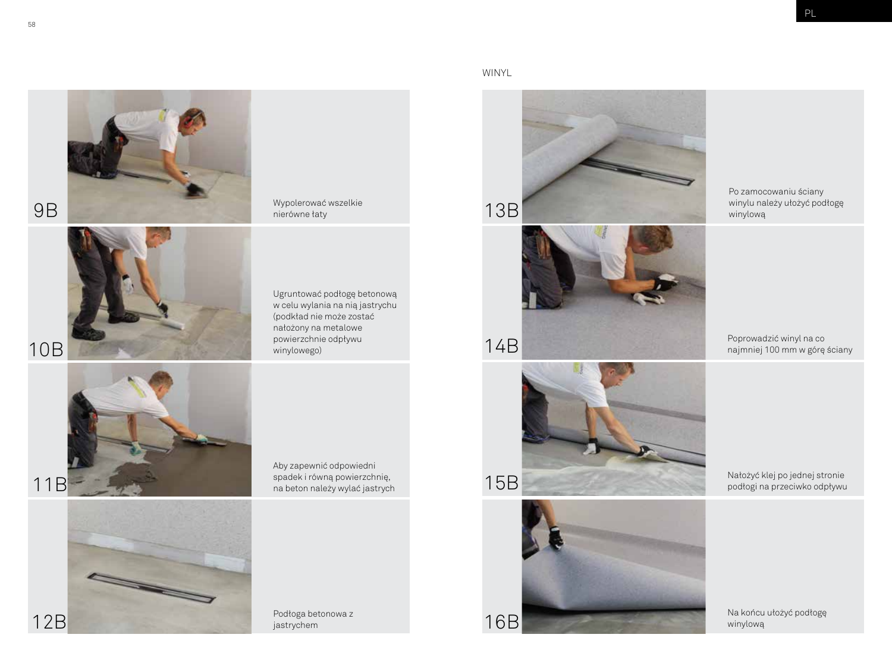9B

Wypolerować wszelkie nierówne łaty

10B

Ugruntować podłogę betonową w celu wylania na nią jastrychu (podkład nie może zostać nałożony na metalowe powierzchnie odpływu winylowego)

11B

Aby zapewnić odpowiedni spadek i równą powierzchnię, na beton należy wylać jastrych

12B

Podłoga betonowa z jastrychem

## WINYL

13B

Po zamocowaniu ściany winylu należy ułożyć podłogę winylową

14B

Poprowadzić winyl na co najmniej 100 mm w górę ściany

15B

Nałożyć klej po jednej stronie podłogi na przeciwko odpływu

16B

Na końcu ułożyć podłogę winylową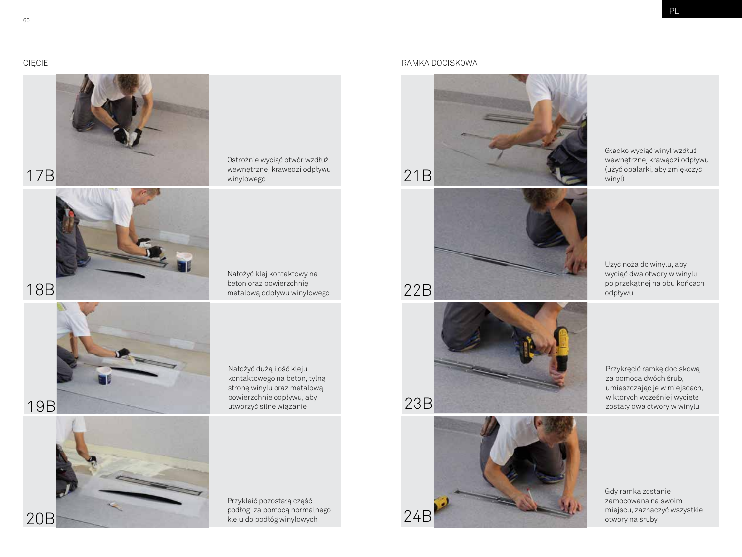## CIĘCIE

17B

Ostrożnie wyciąć otwór wzdłuż wewnętrznej krawędzi odpływu winylowego

18B

Nałożyć klej kontaktowy na beton oraz powierzchnię metalową odpływu winylowego

19B

Nałożyć dużą ilość kleju kontaktowego na beton, tylną stronę winylu oraz metalową powierzchnię odpływu, aby utworzyć silne wiązanie

20B

Przykleić pozostałą część podłogi za pomocą normalnego kleju do podłóg winylowych

## RAMKA DOCISKOWA

21B

Gładko wyciąć winyl wzdłuż wewnętrznej krawędzi odpływu (użyć opalarki, aby zmiękczyć winyl)

22B

Użyć noża do winylu, aby wyciąć dwa otwory w winylu po przekątnej na obu końcach odpływu

23B

Przykręcić ramkę dociskową za pomocą dwóch śrub, umieszczając je w miejscach, w których wcześniej wycięte zostały dwa otwory w winylu

24B

Gdy ramka zostanie zamocowana na swoim miejscu, zaznaczyć wszystkie otwory na śruby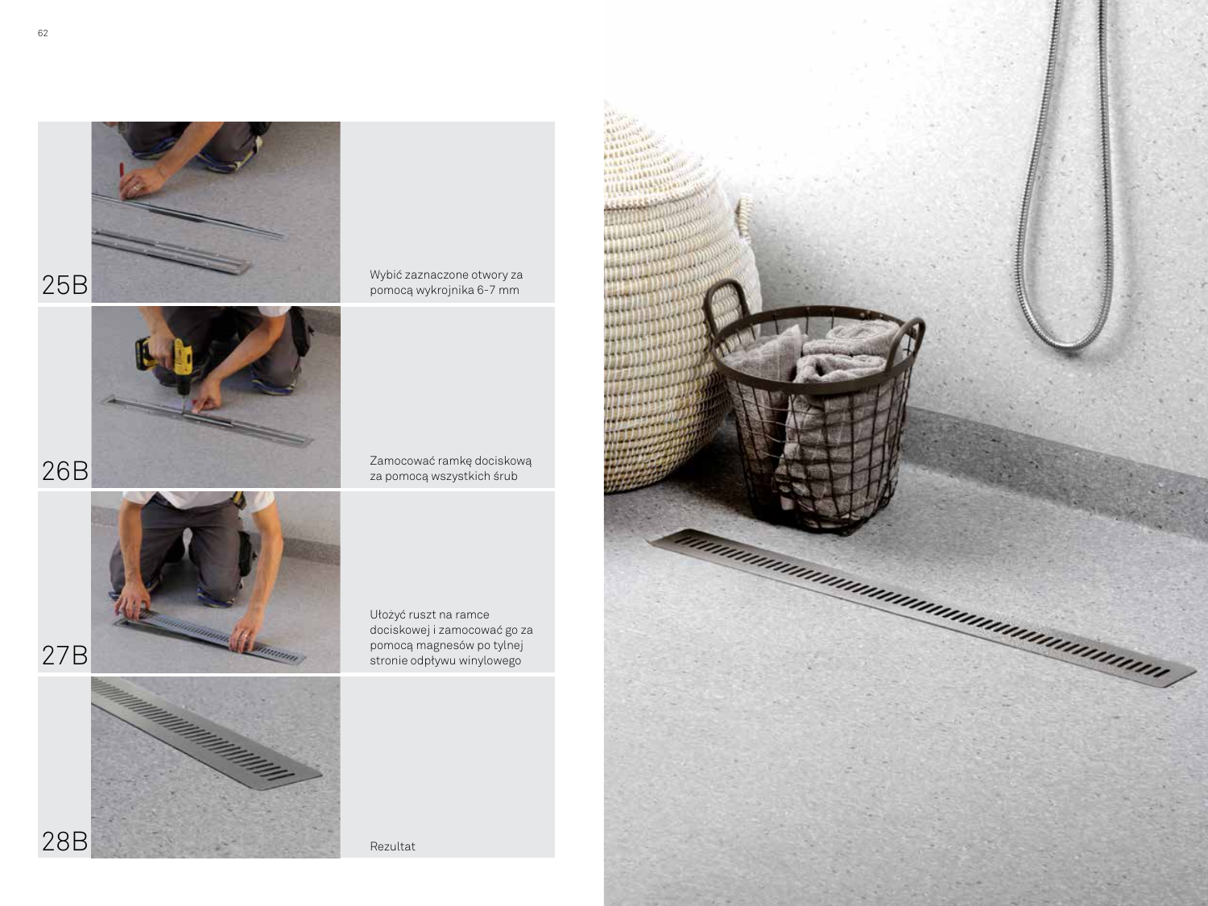**25B**

Wybić zaznaczone otwory za pomocą wykrojnika 6-7 mm

**26B**

Zamocować ramkę dociskową za pomocą wszystkich śrub

**27B**

Ułożyć ruszt na ramce dociskowej i zamocować go za pomocą magnesów po tylnej stronie odpływu winylowego

**28B**

Rezultat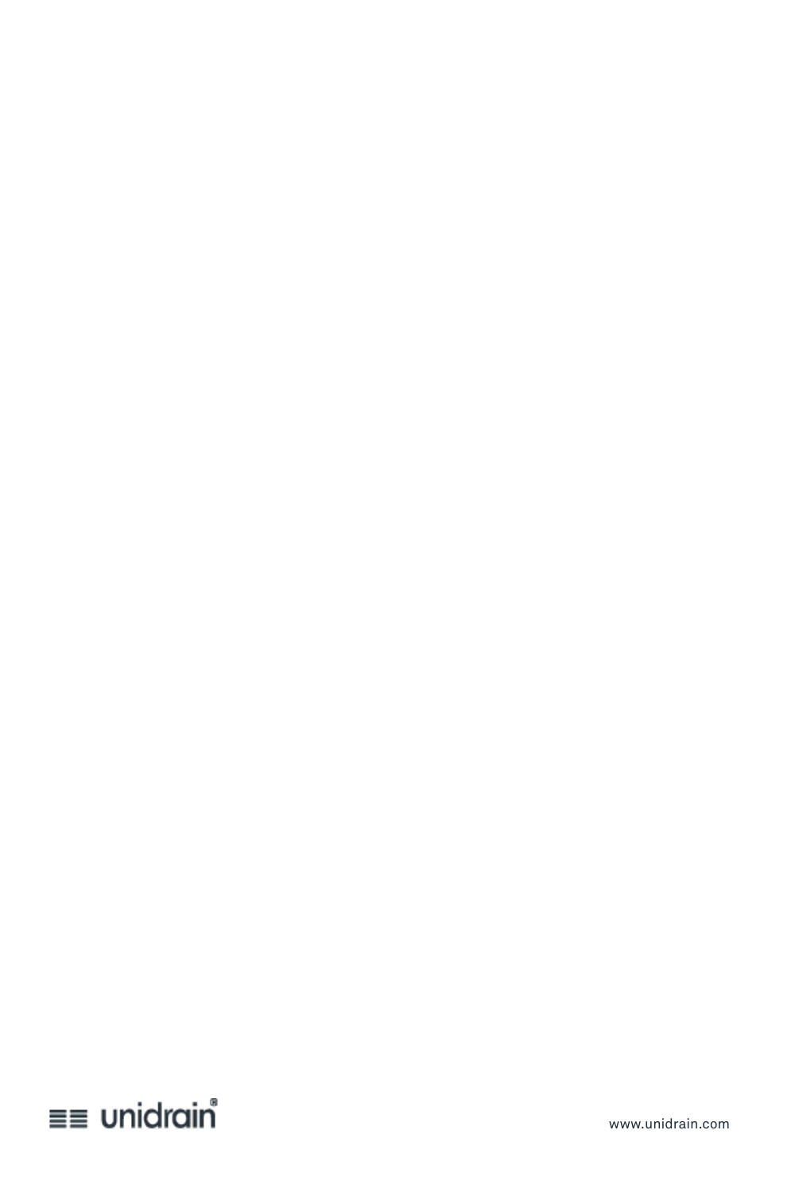unidrain®

www.unidrain.com